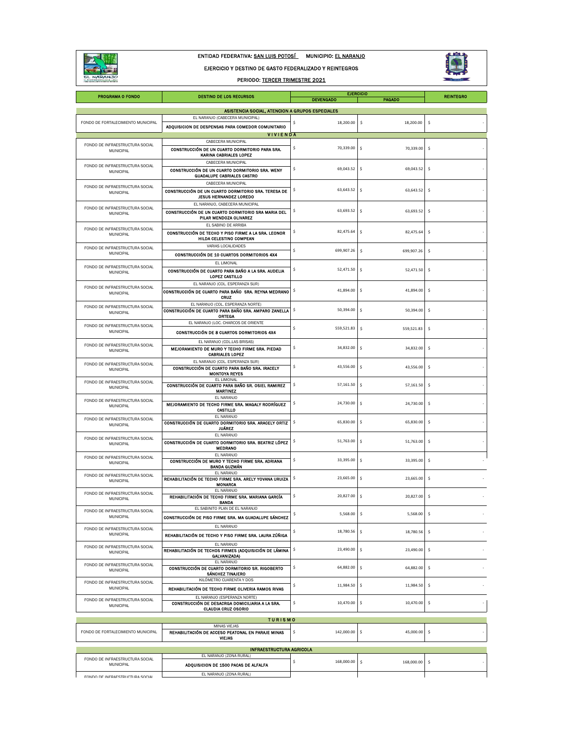ENTIDAD FEDERATIVA: SAN LUIS POTOSÍ MUNICIPIO: EL NARANJO

EJERCICIO Y DESTINO DE GASTO FEDERALIZADO Y REINTEGROS

PERIODO: TERCER TRIMESTRE 2021

| PROGRAMA O FONDO | DESTINO DE LOS RECURSOS | EJERCICIO | | REINTEGRO |
|---|---|---|---|---|
| | | DEVENGADO | PAGADO | |
| **ASISTENCIA SOCIAL, ATENCION A GRUPOS ESPECIALES** | | | | |
| FONDO DE FORTALECIMIENTO MUNICIPAL | EL NARANJO (CABECERA MUNICIPAL) **ADQUISICION DE DESPENSAS PARA COMEDOR COMUNITARIO** | $ 18,200.00 | $ 18,200.00 | $ - |
| **V I V I E N D A** | | | | |
| FONDO DE INFRAESTRUCTURA SOCIAL MUNICIPAL | CABECERA MUNICIPAL **CONSTRUCCIÓN DE UN CUARTO DORMITORIO PARA SRA. KARINA CABRIALES LOPEZ** | $ 70,339.00 | $ 70,339.00 | $ - |
| FONDO DE INFRAESTRUCTURA SOCIAL MUNICIPAL | CABECERA MUNICIPAL **CONSTRUCCIÓN DE UN CUARTO DORMITORIO SRA. WENY GUADALUPE CABRIALES CASTRO** | $ 69,043.52 | $ 69,043.52 | $ - |
| FONDO DE INFRAESTRUCTURA SOCIAL MUNICIPAL | CABECERA MUNICIPAL **CONSTRUCCIÓN DE UN CUARTO DORMITORIO SRA. TERESA DE JESUS HERNANDEZ LOREDO** | $ 63,643.52 | $ 63,643.52 | $ - |
| FONDO DE INFRAESTRUCTURA SOCIAL MUNICIPAL | EL NARANJO, CABECERA MUNICIPAL **CONSTRUCCIÓN DE UN CUARTO DORMITORIO SRA MARIA DEL PILAR MENDOZA OLIVAREZ** | $ 63,693.52 | $ 63,693.52 | $ - |
| FONDO DE INFRAESTRUCTURA SOCIAL MUNICIPAL | EL SABINO DE ARRIBA **CONSTRUCCIÓN DE TECHO Y PISO FIRME A LA SRA. LEONOR HILDA CELESTINO COMPEAN** | $ 82,475.64 | $ 82,475.64 | $ - |
| FONDO DE INFRAESTRUCTURA SOCIAL MUNICIPAL | VARIAS LOCALIDADES **CONSTRUCCIÓN DE 10 CUARTOS DORMITORIOS 4X4** | $ 699,907.26 | $ 699,907.26 | $ - |
| FONDO DE INFRAESTRUCTURA SOCIAL MUNICIPAL | EL LIMONAL **CONSTRUCCIÓN DE CUARTO PARA BAÑO A LA SRA. AUDELIA LOPEZ CASTILLO** | $ 52,471.50 | $ 52,471.50 | $ - |
| FONDO DE INFRAESTRUCTURA SOCIAL MUNICIPAL | EL NARANJO (COL. ESPERANZA SUR) **CONSTRUCCIÓN DE CUARTO PARA BAÑO SRA. REYNA MEDRANO CRUZ** | $ 41,894.00 | $ 41,894.00 | $ - |
| FONDO DE INFRAESTRUCTURA SOCIAL MUNICIPAL | EL NARANJO (COL. ESPERANZA NORTE) **CONSTRUCCIÓN DE CUARTO PARA BAÑO SRA. AMPARO ZANELLA ORTEGA** | $ 50,394.00 | $ 50,394.00 | $ - |
| FONDO DE INFRAESTRUCTURA SOCIAL MUNICIPAL | EL NARANJO (LOC. CHARCOS DE ORIENTE **CONSTRUCCIÓN DE 8 CUARTOS DORMITORIOS 4X4** | $ 559,521.83 | $ 559,521.83 | $ - |
| FONDO DE INFRAESTRUCTURA SOCIAL MUNICIPAL | EL NARANJO (COL.LAS BRISAS) **MEJORAMIENTO DE MURO Y TECHO FIRME SRA. PIEDAD CABRIALES LOPEZ** | $ 34,832.00 | $ 34,832.00 | $ - |
| FONDO DE INFRAESTRUCTURA SOCIAL MUNICIPAL | EL NARANJO (COL. ESPERANZA SUR) **CONSTRUCCIÓN DE CUARTO PARA BAÑO SRA. IRACELY MONTOYA REYES** | $ 43,556.00 | $ 43,556.00 | $ - |
| FONDO DE INFRAESTRUCTURA SOCIAL MUNICIPAL | EL LIMONAL **CONSTRUCCIÓN DE CUARTO PARA BAÑO SR. OSIEL RAMIREZ MARTINEZ** | $ 57,161.50 | $ 57,161.50 | $ - |
| FONDO DE INFRAESTRUCTURA SOCIAL MUNICIPAL | EL NARANJO **MEJORAMIENTO DE TECHO FIRME SRA. MAGALY RODRÍGUEZ CASTILLO** | $ 24,730.00 | $ 24,730.00 | $ - |
| FONDO DE INFRAESTRUCTURA SOCIAL MUNICIPAL | EL NARANJO **CONSTRUCCIÓN DE CUARTO DORMITORIO SRA. ARACELY ORTIZ JUÁREZ** | $ 65,830.00 | $ 65,830.00 | $ - |
| FONDO DE INFRAESTRUCTURA SOCIAL MUNICIPAL | EL NARANJO **CONSTRUCCIÓN DE CUARTO DORMITORIO SRA. BEATRIZ LÓPEZ MEDRANO** | $ 51,763.00 | $ 51,763.00 | $ - |
| FONDO DE INFRAESTRUCTURA SOCIAL MUNICIPAL | EL NARANJO **CONSTRUCCIÓN DE MURO Y TECHO FIRME SRA. ADRIANA BANDA GUZMÁN** | $ 33,395.00 | $ 33,395.00 | $ - |
| FONDO DE INFRAESTRUCTURA SOCIAL MUNICIPAL | EL NARANJO **REHABILITACIÓN DE TECHO FIRME SRA. ARELY YOVANA URUIZA MONARCA** | $ 23,665.00 | $ 23,665.00 | $ - |
| FONDO DE INFRAESTRUCTURA SOCIAL MUNICIPAL | EL NARANJO **REHABILITACIÓN DE TECHO FIRME SRA. MARIANA GARCÍA BANDA** | $ 20,827.00 | $ 20,827.00 | $ - |
| FONDO DE INFRAESTRUCTURA SOCIAL MUNICIPAL | EL SABINITO PLAN DE EL NARANJO **CONSTRUCCIÓN DE PISO FIRME SRA. MA GUADALUPE SÁNCHEZ** | $ 5,568.00 | $ 5,568.00 | $ - |
| FONDO DE INFRAESTRUCTURA SOCIAL MUNICIPAL | EL NARANJO **REHABILITACIÓN DE TECHO Y PISO FIRME SRA. LAURA ZÚÑIGA** | $ 18,780.56 | $ 18,780.56 | $ - |
| FONDO DE INFRAESTRUCTURA SOCIAL MUNICIPAL | EL NARANJO **REHABILITACIÓN DE TECHOS FIRMES (ADQUISICIÓN DE LÁMINA GALVANIZADA)** | $ 23,490.00 | $ 23,490.00 | $ - |
| FONDO DE INFRAESTRUCTURA SOCIAL MUNICIPAL | EL NARANJO **CONSTRUCCIÓN DE CUARTO DORMITORIO SR. RIGOBERTO SÁNCHEZ TINAJERO** | $ 64,882.00 | $ 64,882.00 | $ - |
| FONDO DE INFRAESTRUCTURA SOCIAL MUNICIPAL | KILÓMETRO CUARENTA Y DOS **REHABILITACIÓN DE TECHO FIRME OLIVERIA RAMOS RIVAS** | $ 11,984.50 | $ 11,984.50 | $ - |
| FONDO DE INFRAESTRUCTURA SOCIAL MUNICIPAL | EL NARANJO (ESPERANZA NORTE) **CONSTRUCCIÓN DE DESACRGA DOMICILIARIA A LA SRA. CLAUDIA CRUZ OSORIO** | $ 10,470.00 | $ 10,470.00 | $ - |
| **T U R I S M O** | | | | |
| FONDO DE FORTALECIMIENTO MUNICIPAL | MINAS VIEJAS **REHABILITACIÓN DE ACCESO PEATONAL EN PARAJE MINAS VIEJAS** | $ 142,000.00 | $ 45,000.00 | $ - |
| **INFRAESTRUCTURA AGRICOLA** | | | | |
| FONDO DE INFRAESTRUCTURA SOCIAL MUNICIPAL | EL NARANJO (ZONA RURAL) **ADQUISICION DE 1500 PACAS DE ALFALFA** | $ 168,000.00 | $ 168,000.00 | $ - |
| FONDO DE INFRAESTRUCTURA SOCIAL | EL NARANJO (ZONA RURAL) | | | |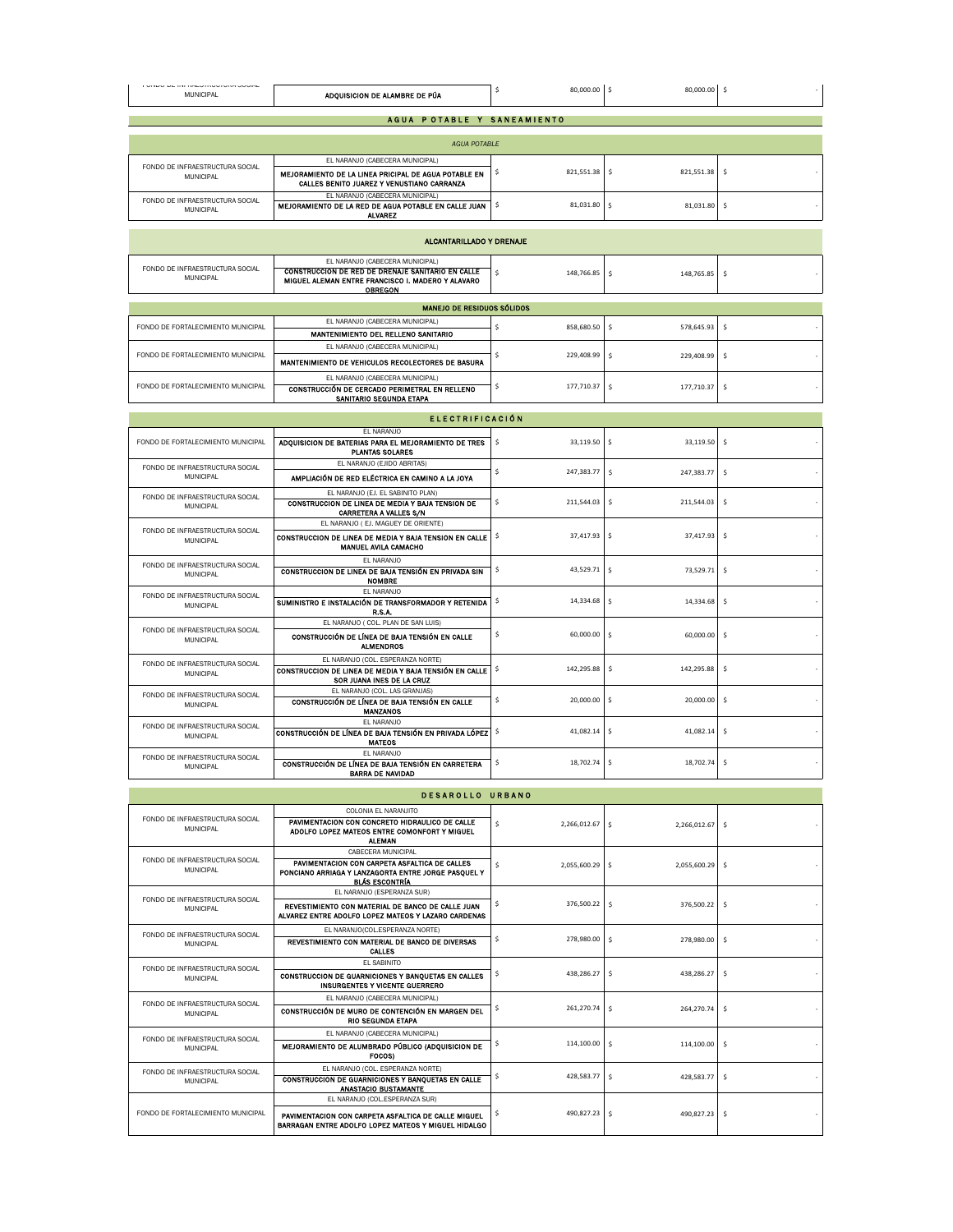| | | | | |
|---|---|---|---|---|
| FONDO DE INFRAESTRUCTURA SOCIAL MUNICIPAL | ADQUISICION DE ALAMBRE DE PÚA | $ 80,000.00 | $ 80,000.00 | $ - |
| **AGUA POTABLE Y SANEAMIENTO** | | | | |
| *AGUA POTABLE* | | | | |
| FONDO DE INFRAESTRUCTURA SOCIAL MUNICIPAL | EL NARANJO (CABECERA MUNICIPAL) **MEJORAMIENTO DE LA LINEA PRICIPAL DE AGUA POTABLE EN CALLES BENITO JUAREZ Y VENUSTIANO CARRANZA** | $ 821,551.38 | $ 821,551.38 | $ - |
| FONDO DE INFRAESTRUCTURA SOCIAL MUNICIPAL | EL NARANJO (CABECERA MUNICIPAL) **MEJORAMIENTO DE LA RED DE AGUA POTABLE EN CALLE JUAN ALVAREZ** | $ 81,031.80 | $ 81,031.80 | $ - |
| **ALCANTARILLADO Y DRENAJE** | | | | |
| FONDO DE INFRAESTRUCTURA SOCIAL MUNICIPAL | EL NARANJO (CABECERA MUNICIPAL) **CONSTRUCCION DE RED DE DRENAJE SANITARIO EN CALLE MIGUEL ALEMAN ENTRE FRANCISCO I. MADERO Y ALAVARO OBREGON** | $ 148,766.85 | $ 148,765.85 | $ - |
| **MANEJO DE RESIDUOS SÓLIDOS** | | | | |
| FONDO DE FORTALECIMIENTO MUNICIPAL | EL NARANJO (CABECERA MUNICIPAL) **MANTENIMIENTO DEL RELLENO SANITARIO** | $ 858,680.50 | $ 578,645.93 | $ - |
| FONDO DE FORTALECIMIENTO MUNICIPAL | EL NARANJO (CABECERA MUNICIPAL) **MANTENIMIENTO DE VEHICULOS RECOLECTORES DE BASURA** | $ 229,408.99 | $ 229,408.99 | $ - |
| FONDO DE FORTALECIMIENTO MUNICIPAL | EL NARANJO (CABECERA MUNICIPAL) **CONSTRUCCIÓN DE CERCADO PERIMETRAL EN RELLENO SANITARIO SEGUNDA ETAPA** | $ 177,710.37 | $ 177,710.37 | $ - |
| **ELECTRIFICACIÓN** | | | | |
| FONDO DE FORTALECIMIENTO MUNICIPAL | EL NARANJO **ADQUISICION DE BATERIAS PARA EL MEJORAMIENTO DE TRES PLANTAS SOLARES** | $ 33,119.50 | $ 33,119.50 | $ - |
| FONDO DE INFRAESTRUCTURA SOCIAL MUNICIPAL | EL NARANJO (EJIDO ABRITAS) **AMPLIACIÓN DE RED ELÉCTRICA EN CAMINO A LA JOYA** | $ 247,383.77 | $ 247,383.77 | $ - |
| FONDO DE INFRAESTRUCTURA SOCIAL MUNICIPAL | EL NARANJO (E.J. EL SABINITO PLAN) **CONSTRUCCION DE LINEA DE MEDIA Y BAJA TENSION DE CARRETERA A VALLES S/N** | $ 211,544.03 | $ 211,544.03 | $ - |
| FONDO DE INFRAESTRUCTURA SOCIAL MUNICIPAL | EL NARANJO ( EJ. MAGUEY DE ORIENTE) **CONSTRUCCION DE LINEA DE MEDIA Y BAJA TENSION EN CALLE MANUEL AVILA CAMACHO** | $ 37,417.93 | $ 37,417.93 | $ - |
| FONDO DE INFRAESTRUCTURA SOCIAL MUNICIPAL | EL NARANJO **CONSTRUCCION DE LINEA DE BAJA TENSIÓN EN PRIVADA SIN NOMBRE** | $ 43,529.71 | $ 73,529.71 | $ - |
| FONDO DE INFRAESTRUCTURA SOCIAL MUNICIPAL | EL NARANJO **SUMINISTRO E INSTALACIÓN DE TRANSFORMADOR Y RETENIDA R.S.A.** | $ 14,334.68 | $ 14,334.68 | $ - |
| FONDO DE INFRAESTRUCTURA SOCIAL MUNICIPAL | EL NARANJO ( COL. PLAN DE SAN LUIS) **CONSTRUCCIÓN DE LÍNEA DE BAJA TENSIÓN EN CALLE ALMENDROS** | $ 60,000.00 | $ 60,000.00 | $ - |
| FONDO DE INFRAESTRUCTURA SOCIAL MUNICIPAL | EL NARANJO (COL. ESPERANZA NORTE) **CONSTRUCCION DE LINEA DE MEDIA Y BAJA TENSIÓN EN CALLE SOR JUANA INES DE LA CRUZ** | $ 142,295.88 | $ 142,295.88 | $ - |
| FONDO DE INFRAESTRUCTURA SOCIAL MUNICIPAL | EL NARANJO (COL. LAS GRANJAS) **CONSTRUCCIÓN DE LÍNEA DE BAJA TENSIÓN EN CALLE MANZANOS** | $ 20,000.00 | $ 20,000.00 | $ - |
| FONDO DE INFRAESTRUCTURA SOCIAL MUNICIPAL | EL NARANJO **CONSTRUCCIÓN DE LÍNEA DE BAJA TENSIÓN EN PRIVADA LÓPEZ MATEOS** | $ 41,082.14 | $ 41,082.14 | $ - |
| FONDO DE INFRAESTRUCTURA SOCIAL MUNICIPAL | EL NARANJO **CONSTRUCCIÓN DE LÍNEA DE BAJA TENSIÓN EN CARRETERA BARRA DE NAVIDAD** | $ 18,702.74 | $ 18,702.74 | $ - |
| **DESAROLLO URBANO** | | | | |
| FONDO DE INFRAESTRUCTURA SOCIAL MUNICIPAL | COLONIA EL NARANJITO **PAVIMENTACION CON CONCRETO HIDRAULICO DE CALLE ADOLFO LOPEZ MATEOS ENTRE COMONFORT Y MIGUEL ALEMAN** | $ 2,266,012.67 | $ 2,266,012.67 | $ - |
| FONDO DE INFRAESTRUCTURA SOCIAL MUNICIPAL | CABECERA MUNICIPAL **PAVIMENTACION CON CARPETA ASFALTICA DE CALLES PONCIANO ARRIAGA Y LANZAGORTA ENTRE JORGE PASQUEL Y BLÁS ESCONTRÍA** | $ 2,055,600.29 | $ 2,055,600.29 | $ - |
| FONDO DE INFRAESTRUCTURA SOCIAL MUNICIPAL | EL NARANJO (ESPERANZA SUR) **REVESTIMIENTO CON MATERIAL DE BANCO DE CALLE JUAN ALVAREZ ENTRE ADOLFO LOPEZ MATEOS Y LAZARO CARDENAS** | $ 376,500.22 | $ 376,500.22 | $ - |
| FONDO DE INFRAESTRUCTURA SOCIAL MUNICIPAL | EL NARANJO(COL.ESPERANZA NORTE) **REVESTIMIENTO CON MATERIAL DE BANCO DE DIVERSAS CALLES** | $ 278,980.00 | $ 278,980.00 | $ - |
| FONDO DE INFRAESTRUCTURA SOCIAL MUNICIPAL | EL SABINITO **CONSTRUCCION DE GUARNICIONES Y BANQUETAS EN CALLES INSURGENTES Y VICENTE GUERRERO** | $ 438,286.27 | $ 438,286.27 | $ - |
| FONDO DE INFRAESTRUCTURA SOCIAL MUNICIPAL | EL NARANJO (CABECERA MUNICIPAL) **CONSTRUCCIÓN DE MURO DE CONTENCIÓN EN MARGEN DEL RIO SEGUNDA ETAPA** | $ 261,270.74 | $ 264,270.74 | $ - |
| FONDO DE INFRAESTRUCTURA SOCIAL MUNICIPAL | EL NARANJO (CABECERA MUNICIPAL) **MEJORAMIENTO DE ALUMBRADO PÚBLICO (ADQUISICION DE FOCOS)** | $ 114,100.00 | $ 114,100.00 | $ - |
| FONDO DE INFRAESTRUCTURA SOCIAL MUNICIPAL | EL NARANJO (COL. ESPERANZA NORTE) **CONSTRUCCION DE GUARNICIONES Y BANQUETAS EN CALLE ANASTACIO BUSTAMANTE** | $ 428,583.77 | $ 428,583.77 | $ - |
| FONDO DE FORTALECIMIENTO MUNICIPAL | EL NARANJO (COL.ESPERANZA SUR) **PAVIMENTACION CON CARPETA ASFALTICA DE CALLE MIGUEL BARRAGAN ENTRE ADOLFO LOPEZ MATEOS Y MIGUEL HIDALGO** | $ 490,827.23 | $ 490,827.23 | $ - |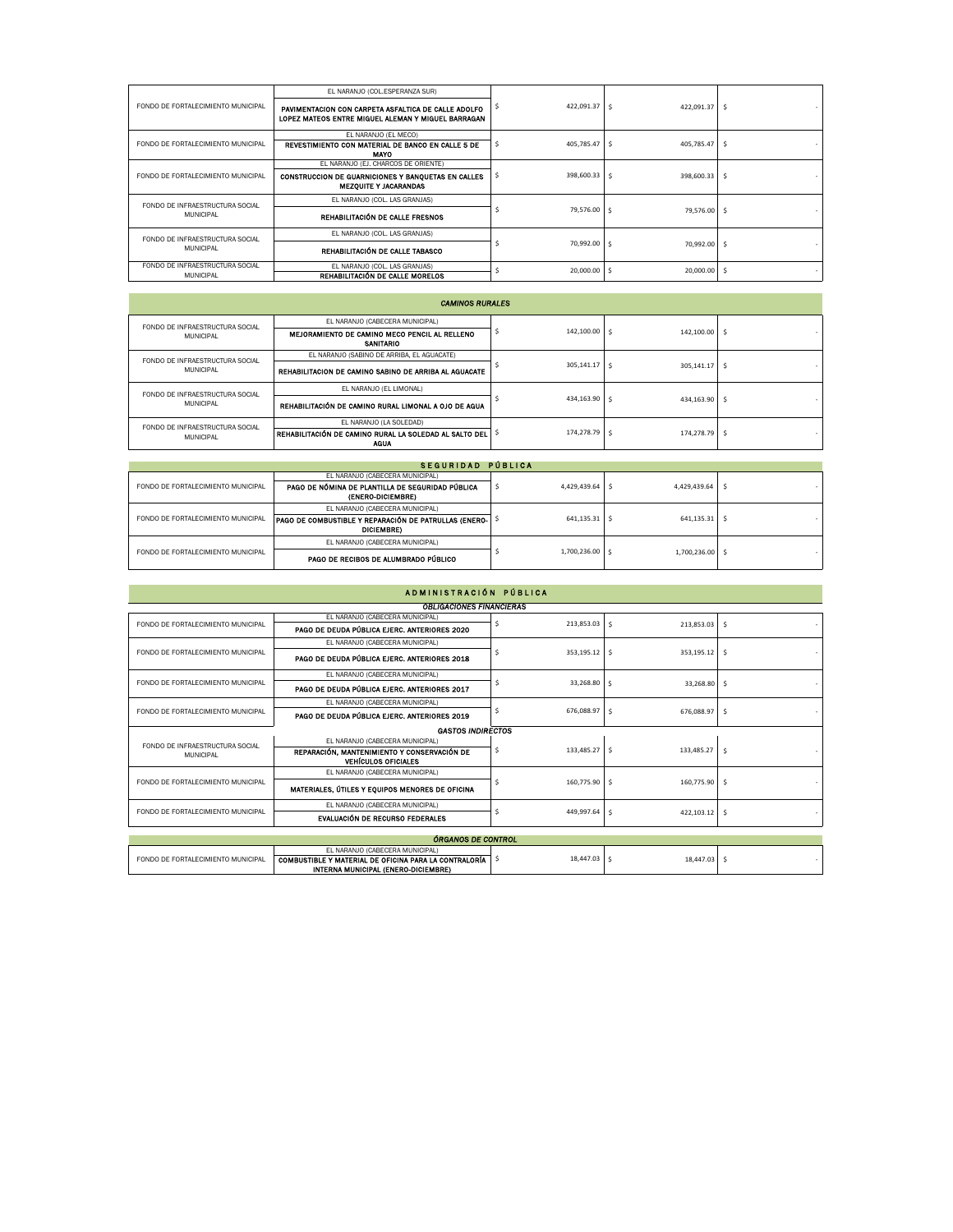| | | | | |
|---|---|---|---|---|
| FONDO DE FORTALECIMIENTO MUNICIPAL | EL NARANJO (COL.ESPERANZA SUR)<br>**PAVIMENTACION CON CARPETA ASFALTICA DE CALLE ADOLFO LOPEZ MATEOS ENTRE MIGUEL ALEMAN Y MIGUEL BARRAGAN** | $ 422,091.37 | $ 422,091.37 | $ - |
| FONDO DE FORTALECIMIENTO MUNICIPAL | EL NARANJO (EL MECO)<br>**REVESTIMIENTO CON MATERIAL DE BANCO EN CALLE 5 DE MAYO** | $ 405,785.47 | $ 405,785.47 | $ - |
| FONDO DE FORTALECIMIENTO MUNICIPAL | EL NARANJO (EJ. CHARCOS DE ORIENTE)<br>**CONSTRUCCION DE GUARNICIONES Y BANQUETAS EN CALLES MEZQUITE Y JACARANDAS** | $ 398,600.33 | $ 398,600.33 | $ - |
| FONDO DE INFRAESTRUCTURA SOCIAL MUNICIPAL | EL NARANJO (COL. LAS GRANJAS)<br>**REHABILITACIÓN DE CALLE FRESNOS** | $ 79,576.00 | $ 79,576.00 | $ - |
| FONDO DE INFRAESTRUCTURA SOCIAL MUNICIPAL | EL NARANJO (COL. LAS GRANJAS)<br>**REHABILITACIÓN DE CALLE TABASCO** | $ 70,992.00 | $ 70,992.00 | $ - |
| FONDO DE INFRAESTRUCTURA SOCIAL MUNICIPAL | EL NARANJO (COL. LAS GRANJAS)<br>**REHABILITACIÓN DE CALLE MORELOS** | $ 20,000.00 | $ 20,000.00 | $ - |

| ***CAMINOS RURALES*** | | | | |
|---|---|---|---|---|
| FONDO DE INFRAESTRUCTURA SOCIAL MUNICIPAL | EL NARANJO (CABECERA MUNICIPAL)<br>**MEJORAMIENTO DE CAMINO MECO PENCIL AL RELLENO SANITARIO** | $ 142,100.00 | $ 142,100.00 | $ - |
| FONDO DE INFRAESTRUCTURA SOCIAL MUNICIPAL | EL NARANJO (SABINO DE ARRIBA, EL AGUACATE)<br>**REHABILITACION DE CAMINO SABINO DE ARRIBA AL AGUACATE** | $ 305,141.17 | $ 305,141.17 | $ - |
| FONDO DE INFRAESTRUCTURA SOCIAL MUNICIPAL | EL NARANJO (EL LIMONAL)<br>**REHABILITACIÓN DE CAMINO RURAL LIMONAL A OJO DE AGUA** | $ 434,163.90 | $ 434,163.90 | $ - |
| FONDO DE INFRAESTRUCTURA SOCIAL MUNICIPAL | EL NARANJO (LA SOLEDAD)<br>**REHABILITACIÓN DE CAMINO RURAL LA SOLEDAD AL SALTO DEL AGUA** | $ 174,278.79 | $ 174,278.79 | $ - |

| **SEGURIDAD PÚBLICA** | | | | |
|---|---|---|---|---|
| FONDO DE FORTALECIMIENTO MUNICIPAL | EL NARANJO (CABECERA MUNICIPAL)<br>**PAGO DE NÓMINA DE PLANTILLA DE SEGURIDAD PÚBLICA (ENERO-DICIEMBRE)** | $ 4,429,439.64 | $ 4,429,439.64 | $ - |
| FONDO DE FORTALECIMIENTO MUNICIPAL | EL NARANJO (CABECERA MUNICIPAL)<br>**PAGO DE COMBUSTIBLE Y REPARACIÓN DE PATRULLAS (ENERO-DICIEMBRE)** | $ 641,135.31 | $ 641,135.31 | $ - |
| FONDO DE FORTALECIMIENTO MUNICIPAL | EL NARANJO (CABECERA MUNICIPAL)<br>**PAGO DE RECIBOS DE ALUMBRADO PÚBLICO** | $ 1,700,236.00 | $ 1,700,236.00 | $ - |

| **ADMINISTRACIÓN PÚBLICA** | | | | |
|---|---|---|---|---|
| | ***OBLIGACIONES FINANCIERAS*** | | | |
| FONDO DE FORTALECIMIENTO MUNICIPAL | EL NARANJO (CABECERA MUNICIPAL)<br>**PAGO DE DEUDA PÚBLICA EJERC. ANTERIORES 2020** | $ 213,853.03 | $ 213,853.03 | $ - |
| FONDO DE FORTALECIMIENTO MUNICIPAL | EL NARANJO (CABECERA MUNICIPAL)<br>**PAGO DE DEUDA PÚBLICA EJERC. ANTERIORES 2018** | $ 353,195.12 | $ 353,195.12 | $ - |
| FONDO DE FORTALECIMIENTO MUNICIPAL | EL NARANJO (CABECERA MUNICIPAL)<br>**PAGO DE DEUDA PÚBLICA EJERC. ANTERIORES 2017** | $ 33,268.80 | $ 33,268.80 | $ - |
| FONDO DE FORTALECIMIENTO MUNICIPAL | EL NARANJO (CABECERA MUNICIPAL)<br>**PAGO DE DEUDA PÚBLICA EJERC. ANTERIORES 2019** | $ 676,088.97 | $ 676,088.97 | $ - |
| | ***GASTOS INDIRECTOS*** | | | |
| FONDO DE INFRAESTRUCTURA SOCIAL MUNICIPAL | EL NARANJO (CABECERA MUNICIPAL)<br>**REPARACIÓN, MANTENIMIENTO Y CONSERVACIÓN DE VEHÍCULOS OFICIALES** | $ 133,485.27 | $ 133,485.27 | $ - |
| FONDO DE FORTALECIMIENTO MUNICIPAL | EL NARANJO (CABECERA MUNICIPAL)<br>**MATERIALES, ÚTILES Y EQUIPOS MENORES DE OFICINA** | $ 160,775.90 | $ 160,775.90 | $ - |
| FONDO DE FORTALECIMIENTO MUNICIPAL | EL NARANJO (CABECERA MUNICIPAL)<br>**EVALUACIÓN DE RECURSO FEDERALES** | $ 449,997.64 | $ 422,103.12 | $ - |

| ***ÓRGANOS DE CONTROL*** | | | | |
|---|---|---|---|---|
| FONDO DE FORTALECIMIENTO MUNICIPAL | EL NARANJO (CABECERA MUNICIPAL)<br>**COMBUSTIBLE Y MATERIAL DE OFICINA PARA LA CONTRALORÍA INTERNA MUNICIPAL (ENERO-DICIEMBRE)** | $ 18,447.03 | $ 18,447.03 | $ - |